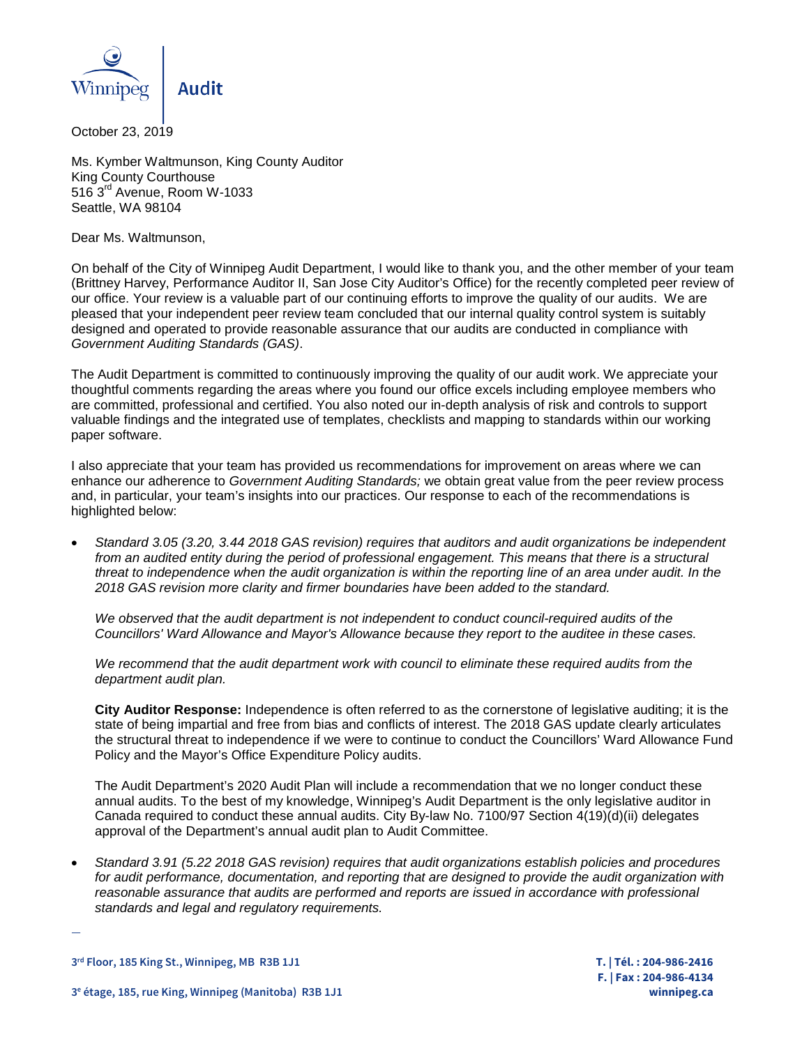Winnipeg | Audit

October 23, 2019

Ms. Kymber Waltmunson, King County Auditor
King County Courthouse
516 3rd Avenue, Room W-1033
Seattle, WA 98104

Dear Ms. Waltmunson,

On behalf of the City of Winnipeg Audit Department, I would like to thank you, and the other member of your team (Brittney Harvey, Performance Auditor II, San Jose City Auditor's Office) for the recently completed peer review of our office. Your review is a valuable part of our continuing efforts to improve the quality of our audits. We are pleased that your independent peer review team concluded that our internal quality control system is suitably designed and operated to provide reasonable assurance that our audits are conducted in compliance with *Government Auditing Standards (GAS)*.

The Audit Department is committed to continuously improving the quality of our audit work. We appreciate your thoughtful comments regarding the areas where you found our office excels including employee members who are committed, professional and certified. You also noted our in-depth analysis of risk and controls to support valuable findings and the integrated use of templates, checklists and mapping to standards within our working paper software.

I also appreciate that your team has provided us recommendations for improvement on areas where we can enhance our adherence to *Government Auditing Standards;* we obtain great value from the peer review process and, in particular, your team's insights into our practices. Our response to each of the recommendations is highlighted below:

- *Standard 3.05 (3.20, 3.44 2018 GAS revision) requires that auditors and audit organizations be independent from an audited entity during the period of professional engagement. This means that there is a structural threat to independence when the audit organization is within the reporting line of an area under audit. In the 2018 GAS revision more clarity and firmer boundaries have been added to the standard.*

  *We observed that the audit department is not independent to conduct council-required audits of the Councillors' Ward Allowance and Mayor's Allowance because they report to the auditee in these cases.*

  *We recommend that the audit department work with council to eliminate these required audits from the department audit plan.*

  **City Auditor Response:** Independence is often referred to as the cornerstone of legislative auditing; it is the state of being impartial and free from bias and conflicts of interest. The 2018 GAS update clearly articulates the structural threat to independence if we were to continue to conduct the Councillors' Ward Allowance Fund Policy and the Mayor's Office Expenditure Policy audits.

  The Audit Department's 2020 Audit Plan will include a recommendation that we no longer conduct these annual audits. To the best of my knowledge, Winnipeg's Audit Department is the only legislative auditor in Canada required to conduct these annual audits. City By-law No. 7100/97 Section 4(19)(d)(ii) delegates approval of the Department's annual audit plan to Audit Committee.

- *Standard 3.91 (5.22 2018 GAS revision) requires that audit organizations establish policies and procedures for audit performance, documentation, and reporting that are designed to provide the audit organization with reasonable assurance that audits are performed and reports are issued in accordance with professional standards and legal and regulatory requirements.*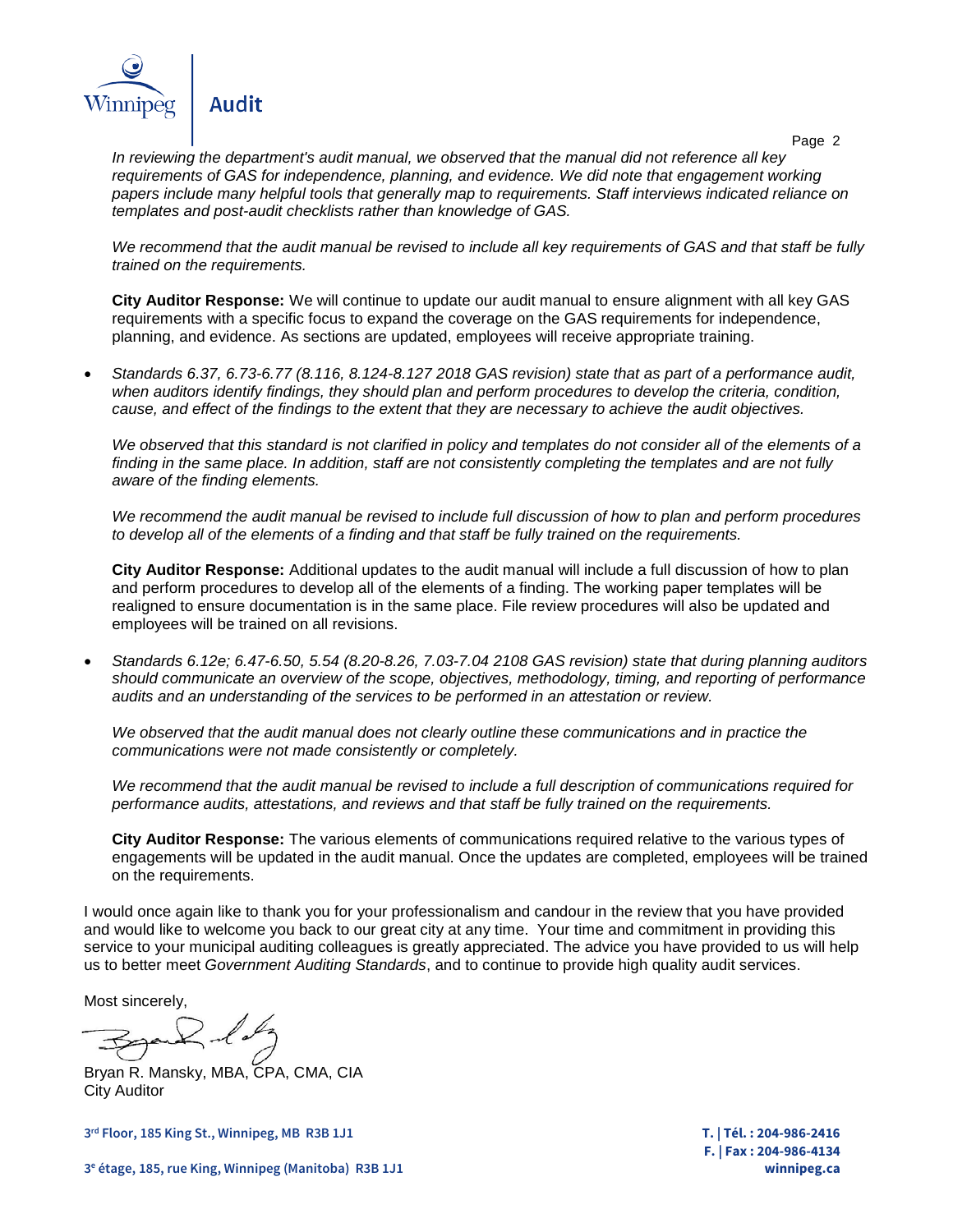*In reviewing the department's audit manual, we observed that the manual did not reference all key requirements of GAS for independence, planning, and evidence. We did note that engagement working papers include many helpful tools that generally map to requirements. Staff interviews indicated reliance on templates and post-audit checklists rather than knowledge of GAS.*

*We recommend that the audit manual be revised to include all key requirements of GAS and that staff be fully trained on the requirements.*

**City Auditor Response:** We will continue to update our audit manual to ensure alignment with all key GAS requirements with a specific focus to expand the coverage on the GAS requirements for independence, planning, and evidence. As sections are updated, employees will receive appropriate training.

- *Standards 6.37, 6.73-6.77 (8.116, 8.124-8.127 2018 GAS revision) state that as part of a performance audit, when auditors identify findings, they should plan and perform procedures to develop the criteria, condition, cause, and effect of the findings to the extent that they are necessary to achieve the audit objectives.*

  *We observed that this standard is not clarified in policy and templates do not consider all of the elements of a finding in the same place. In addition, staff are not consistently completing the templates and are not fully aware of the finding elements.*

  *We recommend the audit manual be revised to include full discussion of how to plan and perform procedures to develop all of the elements of a finding and that staff be fully trained on the requirements.*

  **City Auditor Response:** Additional updates to the audit manual will include a full discussion of how to plan and perform procedures to develop all of the elements of a finding. The working paper templates will be realigned to ensure documentation is in the same place. File review procedures will also be updated and employees will be trained on all revisions.

- *Standards 6.12e; 6.47-6.50, 5.54 (8.20-8.26, 7.03-7.04 2108 GAS revision) state that during planning auditors should communicate an overview of the scope, objectives, methodology, timing, and reporting of performance audits and an understanding of the services to be performed in an attestation or review.*

  *We observed that the audit manual does not clearly outline these communications and in practice the communications were not made consistently or completely.*

  *We recommend that the audit manual be revised to include a full description of communications required for performance audits, attestations, and reviews and that staff be fully trained on the requirements.*

  **City Auditor Response:** The various elements of communications required relative to the various types of engagements will be updated in the audit manual. Once the updates are completed, employees will be trained on the requirements.

I would once again like to thank you for your professionalism and candour in the review that you have provided and would like to welcome you back to our great city at any time. Your time and commitment in providing this service to your municipal auditing colleagues is greatly appreciated. The advice you have provided to us will help us to better meet *Government Auditing Standards*, and to continue to provide high quality audit services.

Most sincerely,

Bryan R. Mansky, MBA, CPA, CMA, CIA
City Auditor